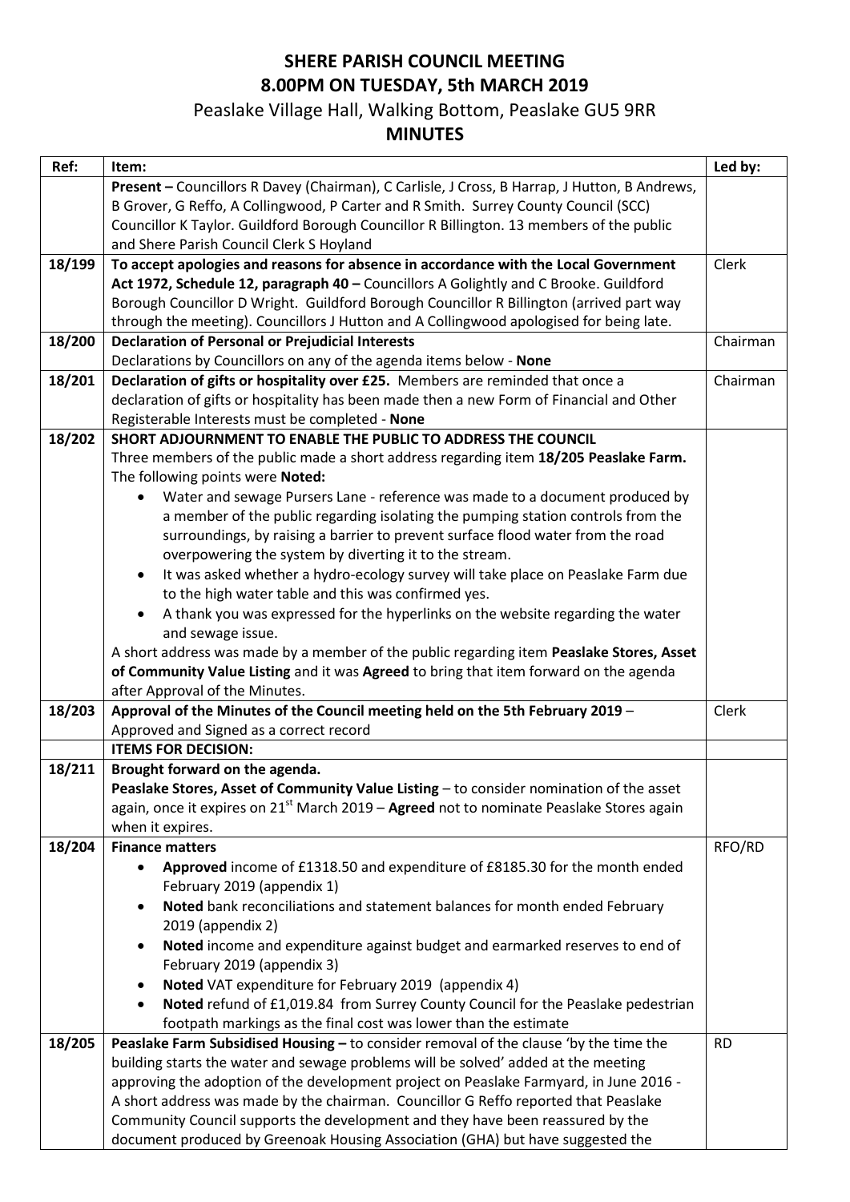# SHERE PARISH COUNCIL MEETING
## 8.00PM ON TUESDAY, 5th MARCH 2019
### Peaslake Village Hall, Walking Bottom, Peaslake GU5 9RR
## MINUTES

| Ref: | Item: | Led by: |
|---|---|---|
| | **Present –** Councillors R Davey (Chairman), C Carlisle, J Cross, B Harrap, J Hutton, B Andrews, B Grover, G Reffo, A Collingwood, P Carter and R Smith. Surrey County Council (SCC) Councillor K Taylor. Guildford Borough Councillor R Billington. 13 members of the public and Shere Parish Council Clerk S Hoyland | |
| 18/199 | **To accept apologies and reasons for absence in accordance with the Local Government Act 1972, Schedule 12, paragraph 40 –** Councillors A Golightly and C Brooke. Guildford Borough Councillor D Wright. Guildford Borough Councillor R Billington (arrived part way through the meeting). Councillors J Hutton and A Collingwood apologised for being late. | Clerk |
| 18/200 | **Declaration of Personal or Prejudicial Interests**<br>Declarations by Councillors on any of the agenda items below - **None** | Chairman |
| 18/201 | **Declaration of gifts or hospitality over £25.** Members are reminded that once a declaration of gifts or hospitality has been made then a new Form of Financial and Other Registerable Interests must be completed - **None** | Chairman |
| 18/202 | **SHORT ADJOURNMENT TO ENABLE THE PUBLIC TO ADDRESS THE COUNCIL**<br>Three members of the public made a short address regarding item **18/205 Peaslake Farm.** The following points were **Noted:**<br>• Water and sewage Pursers Lane - reference was made to a document produced by a member of the public regarding isolating the pumping station controls from the surroundings, by raising a barrier to prevent surface flood water from the road overpowering the system by diverting it to the stream.<br>• It was asked whether a hydro-ecology survey will take place on Peaslake Farm due to the high water table and this was confirmed yes.<br>• A thank you was expressed for the hyperlinks on the website regarding the water and sewage issue.<br>A short address was made by a member of the public regarding item **Peaslake Stores, Asset of Community Value Listing** and it was **Agreed** to bring that item forward on the agenda after Approval of the Minutes. | |
| 18/203 | **Approval of the Minutes of the Council meeting held on the 5th February 2019** – Approved and Signed as a correct record | Clerk |
| | **ITEMS FOR DECISION:** | |
| 18/211 | **Brought forward on the agenda.**<br>**Peaslake Stores, Asset of Community Value Listing** – to consider nomination of the asset again, once it expires on 21st March 2019 – **Agreed** not to nominate Peaslake Stores again when it expires. | |
| 18/204 | **Finance matters**<br>• **Approved** income of £1318.50 and expenditure of £8185.30 for the month ended February 2019 (appendix 1)<br>• **Noted** bank reconciliations and statement balances for month ended February 2019 (appendix 2)<br>• **Noted** income and expenditure against budget and earmarked reserves to end of February 2019 (appendix 3)<br>• **Noted** VAT expenditure for February 2019 (appendix 4)<br>• **Noted** refund of £1,019.84 from Surrey County Council for the Peaslake pedestrian footpath markings as the final cost was lower than the estimate | RFO/RD |
| 18/205 | **Peaslake Farm Subsidised Housing –** to consider removal of the clause 'by the time the building starts the water and sewage problems will be solved' added at the meeting approving the adoption of the development project on Peaslake Farmyard, in June 2016 - A short address was made by the chairman. Councillor G Reffo reported that Peaslake Community Council supports the development and they have been reassured by the document produced by Greenoak Housing Association (GHA) but have suggested the | RD |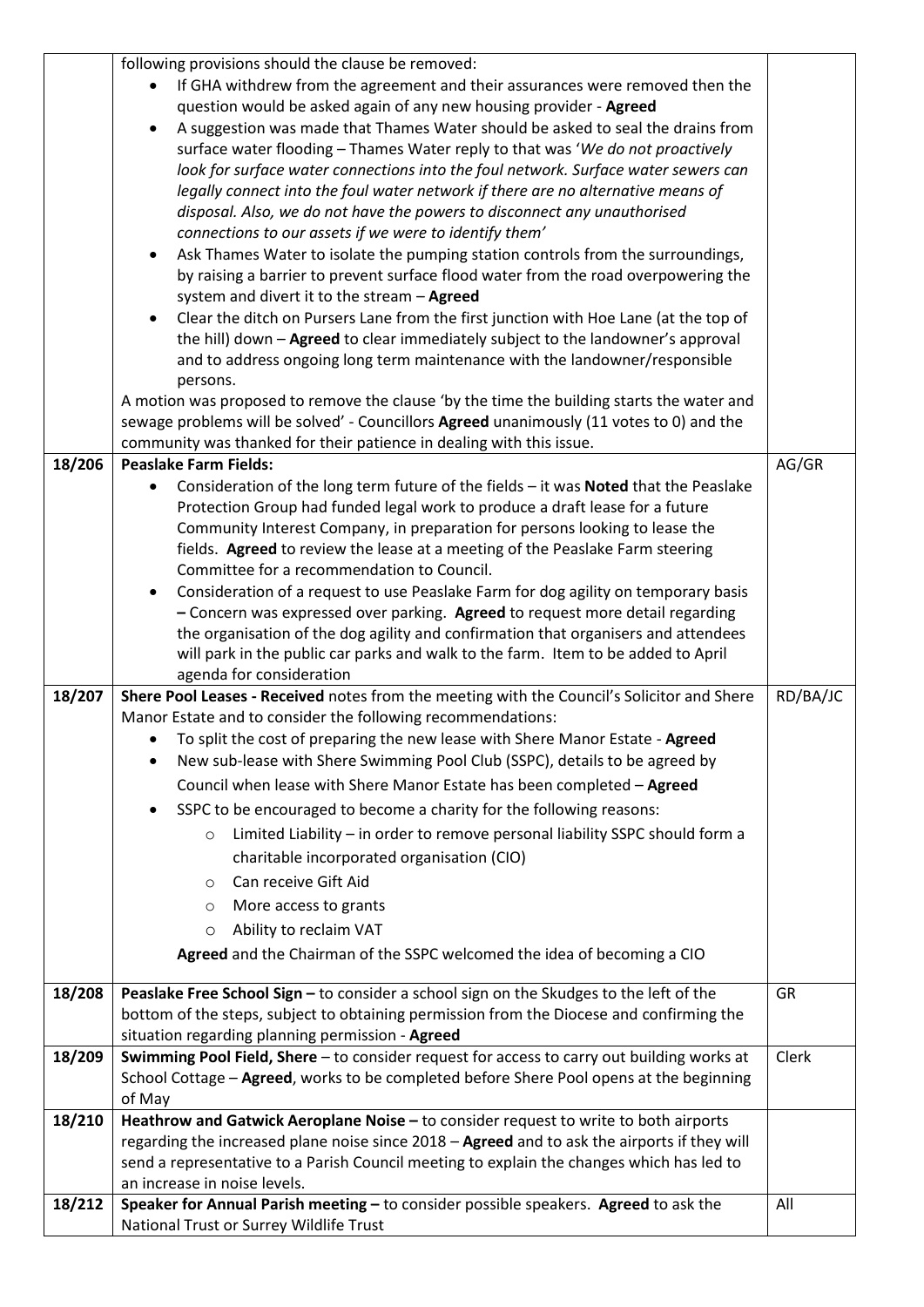| | | |
|---|---|---|
| | following provisions should the clause be removed:<br>• If GHA withdrew from the agreement and their assurances were removed then the question would be asked again of any new housing provider - **Agreed**<br>• A suggestion was made that Thames Water should be asked to seal the drains from surface water flooding – Thames Water reply to that was '*We do not proactively look for surface water connections into the foul network. Surface water sewers can legally connect into the foul water network if there are no alternative means of disposal. Also, we do not have the powers to disconnect any unauthorised connections to our assets if we were to identify them*'<br>• Ask Thames Water to isolate the pumping station controls from the surroundings, by raising a barrier to prevent surface flood water from the road overpowering the system and divert it to the stream – **Agreed**<br>• Clear the ditch on Pursers Lane from the first junction with Hoe Lane (at the top of the hill) down – **Agreed** to clear immediately subject to the landowner's approval and to address ongoing long term maintenance with the landowner/responsible persons.<br>A motion was proposed to remove the clause 'by the time the building starts the water and sewage problems will be solved' - Councillors **Agreed** unanimously (11 votes to 0) and the community was thanked for their patience in dealing with this issue. | |
| **18/206** | **Peaslake Farm Fields:**<br>• Consideration of the long term future of the fields – it was **Noted** that the Peaslake Protection Group had funded legal work to produce a draft lease for a future Community Interest Company, in preparation for persons looking to lease the fields. **Agreed** to review the lease at a meeting of the Peaslake Farm steering Committee for a recommendation to Council.<br>• Consideration of a request to use Peaslake Farm for dog agility on temporary basis **–** Concern was expressed over parking. **Agreed** to request more detail regarding the organisation of the dog agility and confirmation that organisers and attendees will park in the public car parks and walk to the farm. Item to be added to April agenda for consideration | AG/GR |
| **18/207** | **Shere Pool Leases - Received** notes from the meeting with the Council's Solicitor and Shere Manor Estate and to consider the following recommendations:<br>• To split the cost of preparing the new lease with Shere Manor Estate - **Agreed**<br>• New sub-lease with Shere Swimming Pool Club (SSPC), details to be agreed by Council when lease with Shere Manor Estate has been completed – **Agreed**<br>• SSPC to be encouraged to become a charity for the following reasons:<br>  ○ Limited Liability – in order to remove personal liability SSPC should form a charitable incorporated organisation (CIO)<br>  ○ Can receive Gift Aid<br>  ○ More access to grants<br>  ○ Ability to reclaim VAT<br>**Agreed** and the Chairman of the SSPC welcomed the idea of becoming a CIO | RD/BA/JC |
| **18/208** | **Peaslake Free School Sign –** to consider a school sign on the Skudges to the left of the bottom of the steps, subject to obtaining permission from the Diocese and confirming the situation regarding planning permission - **Agreed** | GR |
| **18/209** | **Swimming Pool Field, Shere** – to consider request for access to carry out building works at School Cottage – **Agreed**, works to be completed before Shere Pool opens at the beginning of May | Clerk |
| **18/210** | **Heathrow and Gatwick Aeroplane Noise –** to consider request to write to both airports regarding the increased plane noise since 2018 – **Agreed** and to ask the airports if they will send a representative to a Parish Council meeting to explain the changes which has led to an increase in noise levels. | |
| **18/212** | **Speaker for Annual Parish meeting –** to consider possible speakers. **Agreed** to ask the National Trust or Surrey Wildlife Trust | All |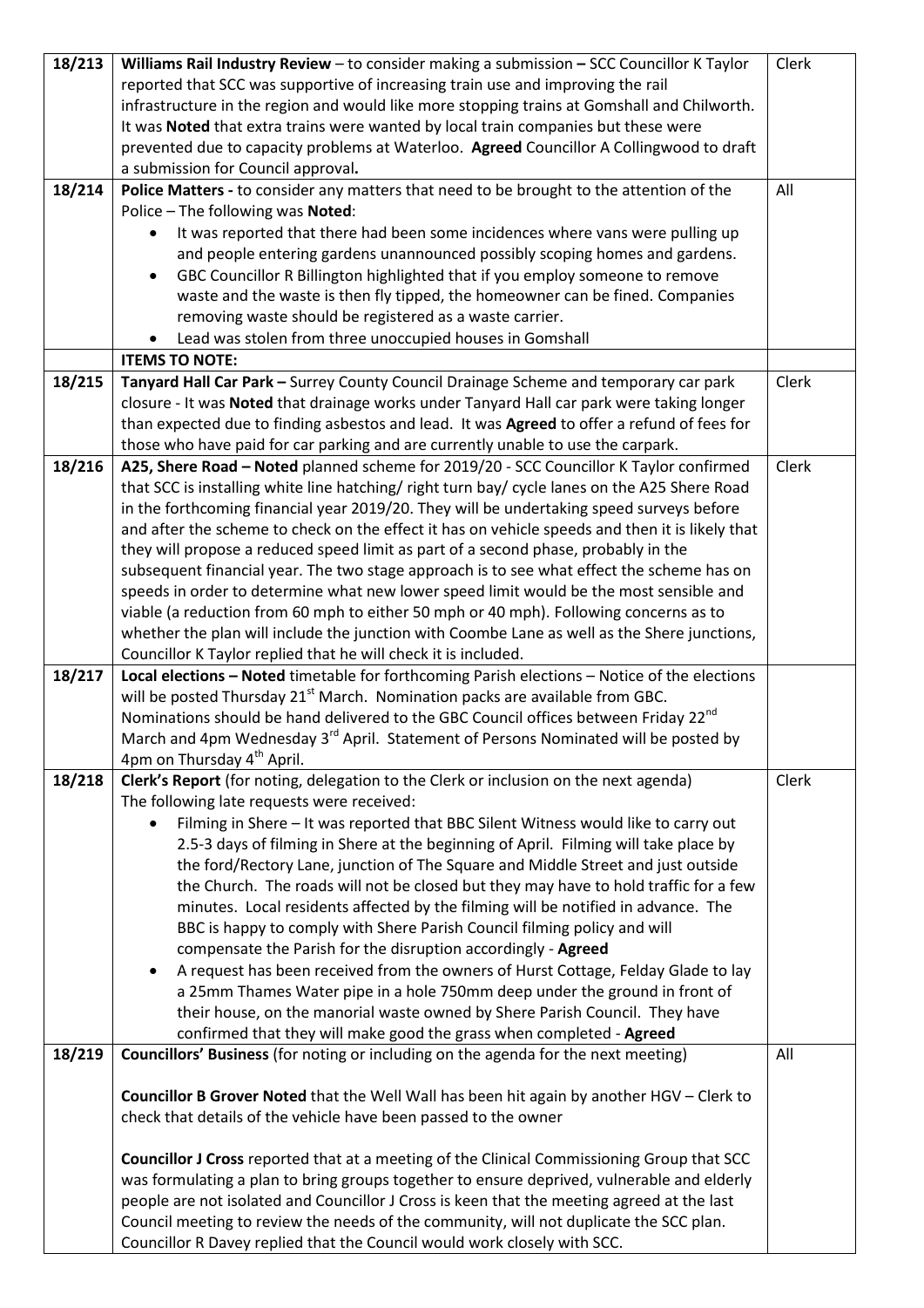| | | |
|---|---|---|
| 18/213 | **Williams Rail Industry Review** – to consider making a submission **–** SCC Councillor K Taylor reported that SCC was supportive of increasing train use and improving the rail infrastructure in the region and would like more stopping trains at Gomshall and Chilworth. It was **Noted** that extra trains were wanted by local train companies but these were prevented due to capacity problems at Waterloo. **Agreed** Councillor A Collingwood to draft a submission for Council approval**.** | Clerk |
| 18/214 | **Police Matters -** to consider any matters that need to be brought to the attention of the Police – The following was **Noted**:<br>• It was reported that there had been some incidences where vans were pulling up and people entering gardens unannounced possibly scoping homes and gardens.<br>• GBC Councillor R Billington highlighted that if you employ someone to remove waste and the waste is then fly tipped, the homeowner can be fined. Companies removing waste should be registered as a waste carrier.<br>• Lead was stolen from three unoccupied houses in Gomshall | All |
| | **ITEMS TO NOTE:** | |
| 18/215 | **Tanyard Hall Car Park –** Surrey County Council Drainage Scheme and temporary car park closure - It was **Noted** that drainage works under Tanyard Hall car park were taking longer than expected due to finding asbestos and lead. It was **Agreed** to offer a refund of fees for those who have paid for car parking and are currently unable to use the carpark. | Clerk |
| 18/216 | **A25, Shere Road – Noted** planned scheme for 2019/20 - SCC Councillor K Taylor confirmed that SCC is installing white line hatching/ right turn bay/ cycle lanes on the A25 Shere Road in the forthcoming financial year 2019/20. They will be undertaking speed surveys before and after the scheme to check on the effect it has on vehicle speeds and then it is likely that they will propose a reduced speed limit as part of a second phase, probably in the subsequent financial year. The two stage approach is to see what effect the scheme has on speeds in order to determine what new lower speed limit would be the most sensible and viable (a reduction from 60 mph to either 50 mph or 40 mph). Following concerns as to whether the plan will include the junction with Coombe Lane as well as the Shere junctions, Councillor K Taylor replied that he will check it is included. | Clerk |
| 18/217 | **Local elections – Noted** timetable for forthcoming Parish elections – Notice of the elections will be posted Thursday 21st March. Nomination packs are available from GBC. Nominations should be hand delivered to the GBC Council offices between Friday 22nd March and 4pm Wednesday 3rd April. Statement of Persons Nominated will be posted by 4pm on Thursday 4th April. | |
| 18/218 | **Clerk's Report** (for noting, delegation to the Clerk or inclusion on the next agenda)<br>The following late requests were received:<br>• Filming in Shere – It was reported that BBC Silent Witness would like to carry out 2.5-3 days of filming in Shere at the beginning of April. Filming will take place by the ford/Rectory Lane, junction of The Square and Middle Street and just outside the Church. The roads will not be closed but they may have to hold traffic for a few minutes. Local residents affected by the filming will be notified in advance. The BBC is happy to comply with Shere Parish Council filming policy and will compensate the Parish for the disruption accordingly - **Agreed**<br>• A request has been received from the owners of Hurst Cottage, Felday Glade to lay a 25mm Thames Water pipe in a hole 750mm deep under the ground in front of their house, on the manorial waste owned by Shere Parish Council. They have confirmed that they will make good the grass when completed - **Agreed** | Clerk |
| 18/219 | **Councillors' Business** (for noting or including on the agenda for the next meeting)<br><br>**Councillor B Grover Noted** that the Well Wall has been hit again by another HGV – Clerk to check that details of the vehicle have been passed to the owner<br><br>**Councillor J Cross** reported that at a meeting of the Clinical Commissioning Group that SCC was formulating a plan to bring groups together to ensure deprived, vulnerable and elderly people are not isolated and Councillor J Cross is keen that the meeting agreed at the last Council meeting to review the needs of the community, will not duplicate the SCC plan. Councillor R Davey replied that the Council would work closely with SCC. | All |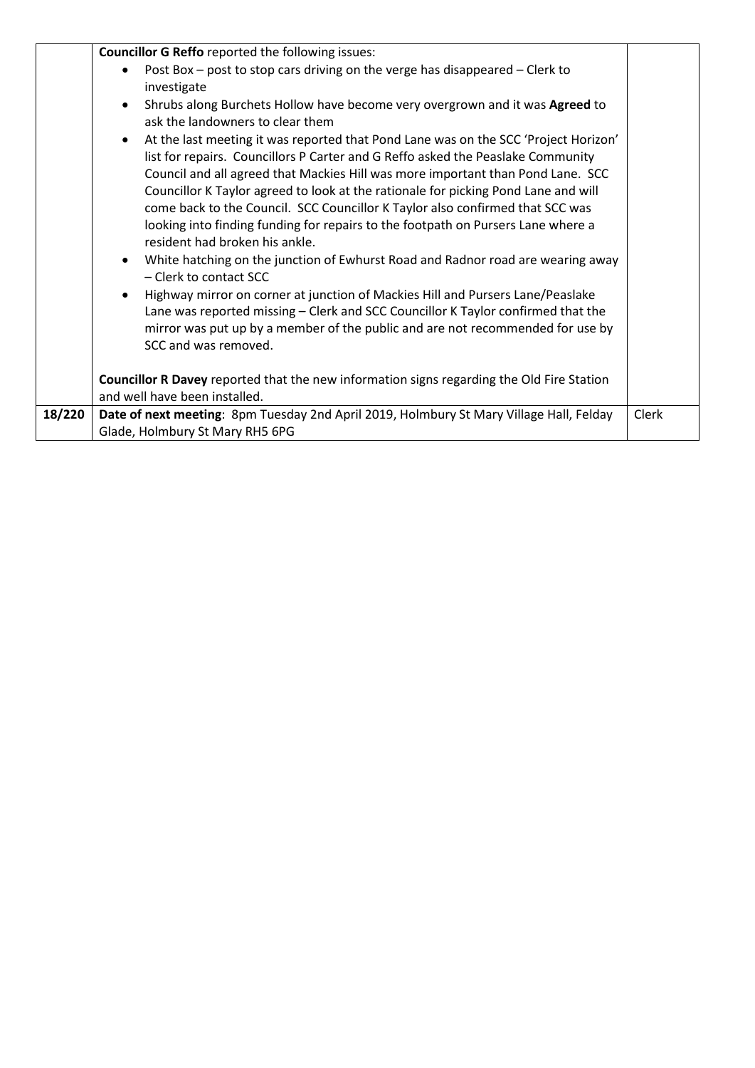| | | |
|---|---|---|
| | **Councillor G Reffo** reported the following issues:<br>• Post Box – post to stop cars driving on the verge has disappeared – Clerk to investigate<br>• Shrubs along Burchets Hollow have become very overgrown and it was **Agreed** to ask the landowners to clear them<br>• At the last meeting it was reported that Pond Lane was on the SCC 'Project Horizon' list for repairs. Councillors P Carter and G Reffo asked the Peaslake Community Council and all agreed that Mackies Hill was more important than Pond Lane. SCC Councillor K Taylor agreed to look at the rationale for picking Pond Lane and will come back to the Council. SCC Councillor K Taylor also confirmed that SCC was looking into finding funding for repairs to the footpath on Pursers Lane where a resident had broken his ankle.<br>• White hatching on the junction of Ewhurst Road and Radnor road are wearing away – Clerk to contact SCC<br>• Highway mirror on corner at junction of Mackies Hill and Pursers Lane/Peaslake Lane was reported missing – Clerk and SCC Councillor K Taylor confirmed that the mirror was put up by a member of the public and are not recommended for use by SCC and was removed.<br><br>**Councillor R Davey** reported that the new information signs regarding the Old Fire Station and well have been installed. | |
| **18/220** | **Date of next meeting**: 8pm Tuesday 2nd April 2019, Holmbury St Mary Village Hall, Felday Glade, Holmbury St Mary RH5 6PG | Clerk |